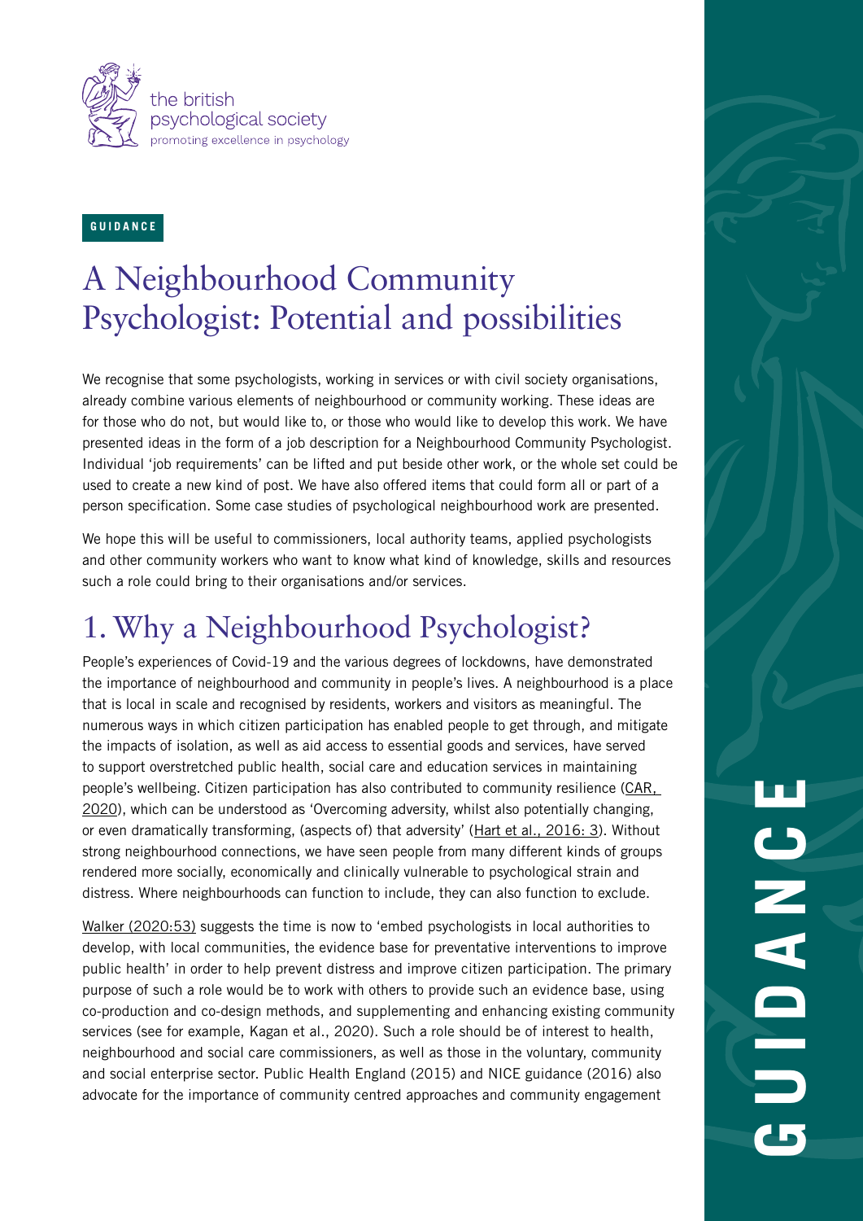the british psychological society
promoting excellence in psychology

**GUIDANCE**

# A Neighbourhood Community Psychologist: Potential and possibilities

We recognise that some psychologists, working in services or with civil society organisations, already combine various elements of neighbourhood or community working. These ideas are for those who do not, but would like to, or those who would like to develop this work. We have presented ideas in the form of a job description for a Neighbourhood Community Psychologist. Individual 'job requirements' can be lifted and put beside other work, or the whole set could be used to create a new kind of post. We have also offered items that could form all or part of a person specification. Some case studies of psychological neighbourhood work are presented.

We hope this will be useful to commissioners, local authority teams, applied psychologists and other community workers who want to know what kind of knowledge, skills and resources such a role could bring to their organisations and/or services.

## 1. Why a Neighbourhood Psychologist?

People's experiences of Covid-19 and the various degrees of lockdowns, have demonstrated the importance of neighbourhood and community in people's lives. A neighbourhood is a place that is local in scale and recognised by residents, workers and visitors as meaningful. The numerous ways in which citizen participation has enabled people to get through, and mitigate the impacts of isolation, as well as aid access to essential goods and services, have served to support overstretched public health, social care and education services in maintaining people's wellbeing. Citizen participation has also contributed to community resilience (CAR, 2020), which can be understood as 'Overcoming adversity, whilst also potentially changing, or even dramatically transforming, (aspects of) that adversity' (Hart et al., 2016: 3). Without strong neighbourhood connections, we have seen people from many different kinds of groups rendered more socially, economically and clinically vulnerable to psychological strain and distress. Where neighbourhoods can function to include, they can also function to exclude.

Walker (2020:53) suggests the time is now to 'embed psychologists in local authorities to develop, with local communities, the evidence base for preventative interventions to improve public health' in order to help prevent distress and improve citizen participation. The primary purpose of such a role would be to work with others to provide such an evidence base, using co-production and co-design methods, and supplementing and enhancing existing community services (see for example, Kagan et al., 2020). Such a role should be of interest to health, neighbourhood and social care commissioners, as well as those in the voluntary, community and social enterprise sector. Public Health England (2015) and NICE guidance (2016) also advocate for the importance of community centred approaches and community engagement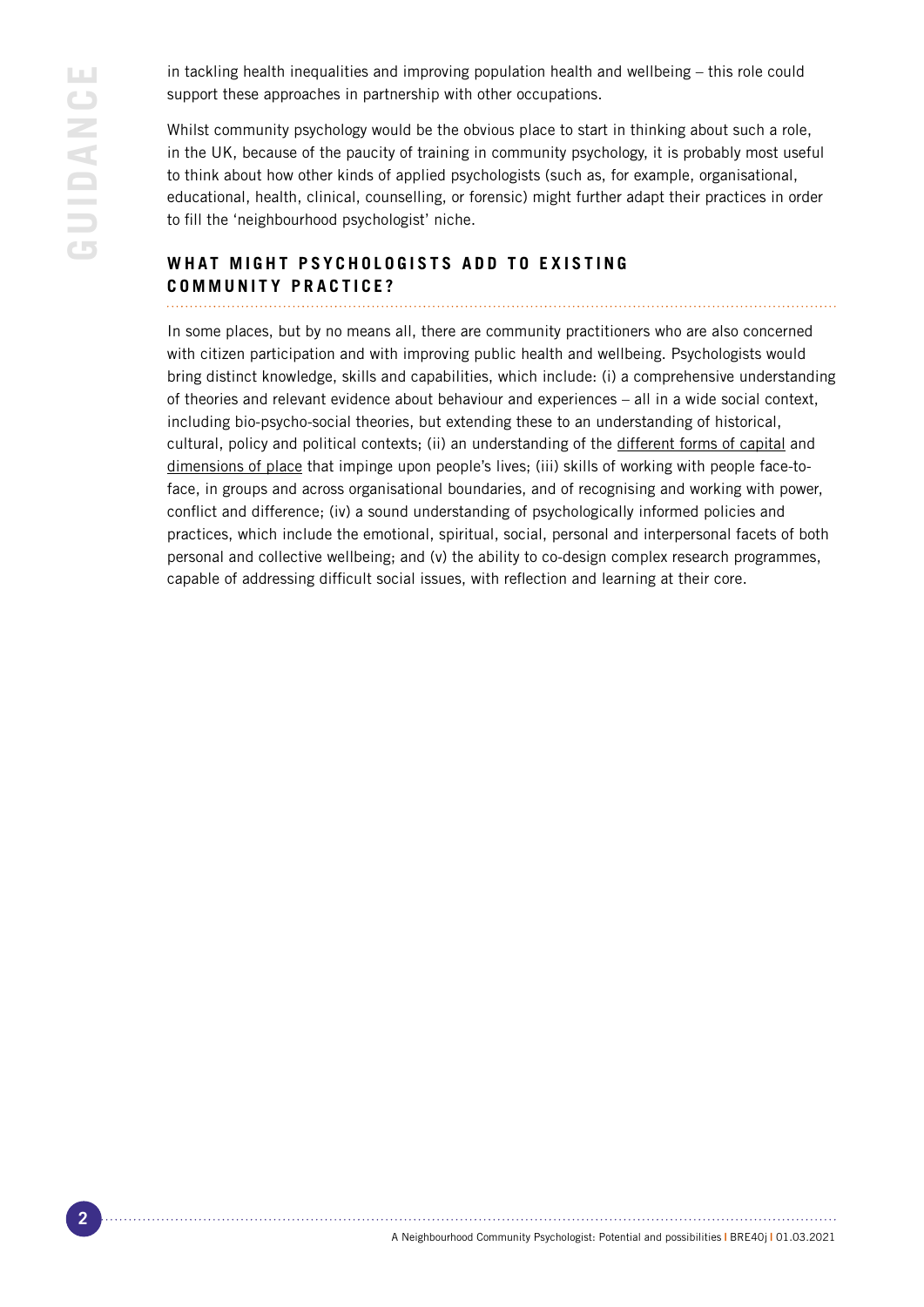in tackling health inequalities and improving population health and wellbeing – this role could support these approaches in partnership with other occupations.

Whilst community psychology would be the obvious place to start in thinking about such a role, in the UK, because of the paucity of training in community psychology, it is probably most useful to think about how other kinds of applied psychologists (such as, for example, organisational, educational, health, clinical, counselling, or forensic) might further adapt their practices in order to fill the 'neighbourhood psychologist' niche.

## WHAT MIGHT PSYCHOLOGISTS ADD TO EXISTING COMMUNITY PRACTICE?

In some places, but by no means all, there are community practitioners who are also concerned with citizen participation and with improving public health and wellbeing. Psychologists would bring distinct knowledge, skills and capabilities, which include: (i) a comprehensive understanding of theories and relevant evidence about behaviour and experiences – all in a wide social context, including bio-psycho-social theories, but extending these to an understanding of historical, cultural, policy and political contexts; (ii) an understanding of the different forms of capital and dimensions of place that impinge upon people's lives; (iii) skills of working with people face-to-face, in groups and across organisational boundaries, and of recognising and working with power, conflict and difference; (iv) a sound understanding of psychologically informed policies and practices, which include the emotional, spiritual, social, personal and interpersonal facets of both personal and collective wellbeing; and (v) the ability to co-design complex research programmes, capable of addressing difficult social issues, with reflection and learning at their core.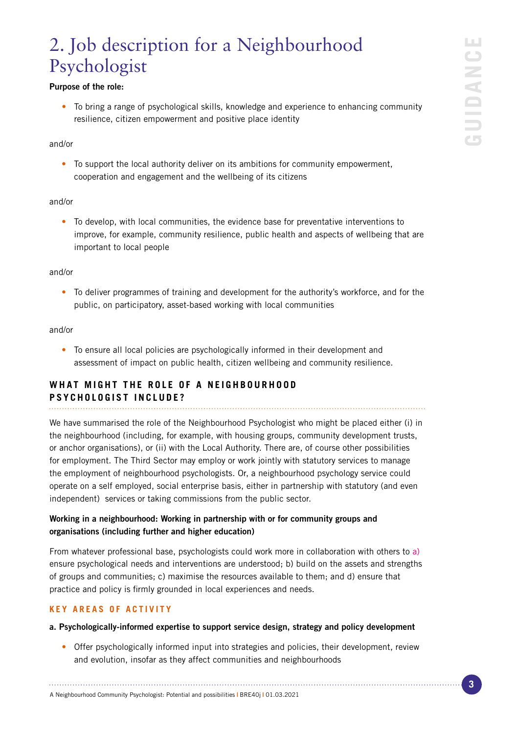# 2. Job description for a Neighbourhood Psychologist

**Purpose of the role:**

- To bring a range of psychological skills, knowledge and experience to enhancing community resilience, citizen empowerment and positive place identity

and/or

- To support the local authority deliver on its ambitions for community empowerment, cooperation and engagement and the wellbeing of its citizens

and/or

- To develop, with local communities, the evidence base for preventative interventions to improve, for example, community resilience, public health and aspects of wellbeing that are important to local people

and/or

- To deliver programmes of training and development for the authority's workforce, and for the public, on participatory, asset-based working with local communities

and/or

- To ensure all local policies are psychologically informed in their development and assessment of impact on public health, citizen wellbeing and community resilience.

## WHAT MIGHT THE ROLE OF A NEIGHBOURHOOD PSYCHOLOGIST INCLUDE?

We have summarised the role of the Neighbourhood Psychologist who might be placed either (i) in the neighbourhood (including, for example, with housing groups, community development trusts, or anchor organisations), or (ii) with the Local Authority. There are, of course other possibilities for employment. The Third Sector may employ or work jointly with statutory services to manage the employment of neighbourhood psychologists. Or, a neighbourhood psychology service could operate on a self employed, social enterprise basis, either in partnership with statutory (and even independent) services or taking commissions from the public sector.

**Working in a neighbourhood: Working in partnership with or for community groups and organisations (including further and higher education)**

From whatever professional base, psychologists could work more in collaboration with others to a) ensure psychological needs and interventions are understood; b) build on the assets and strengths of groups and communities; c) maximise the resources available to them; and d) ensure that practice and policy is firmly grounded in local experiences and needs.

### KEY AREAS OF ACTIVITY

**a. Psychologically-informed expertise to support service design, strategy and policy development**

- Offer psychologically informed input into strategies and policies, their development, review and evolution, insofar as they affect communities and neighbourhoods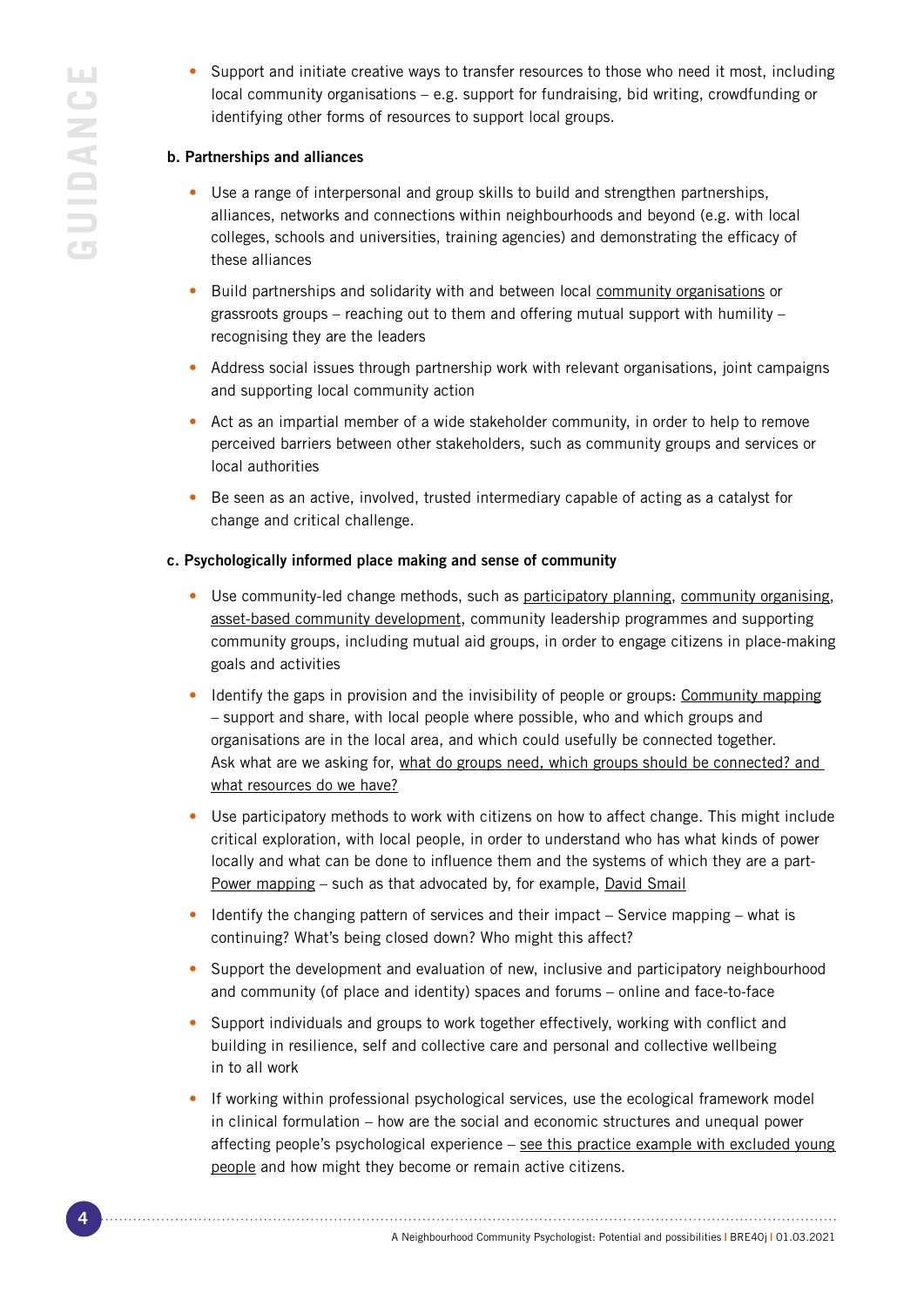- Support and initiate creative ways to transfer resources to those who need it most, including local community organisations – e.g. support for fundraising, bid writing, crowdfunding or identifying other forms of resources to support local groups.

**b. Partnerships and alliances**

- Use a range of interpersonal and group skills to build and strengthen partnerships, alliances, networks and connections within neighbourhoods and beyond (e.g. with local colleges, schools and universities, training agencies) and demonstrating the efficacy of these alliances
- Build partnerships and solidarity with and between local community organisations or grassroots groups – reaching out to them and offering mutual support with humility – recognising they are the leaders
- Address social issues through partnership work with relevant organisations, joint campaigns and supporting local community action
- Act as an impartial member of a wide stakeholder community, in order to help to remove perceived barriers between other stakeholders, such as community groups and services or local authorities
- Be seen as an active, involved, trusted intermediary capable of acting as a catalyst for change and critical challenge.

**c. Psychologically informed place making and sense of community**

- Use community-led change methods, such as participatory planning, community organising, asset-based community development, community leadership programmes and supporting community groups, including mutual aid groups, in order to engage citizens in place-making goals and activities
- Identify the gaps in provision and the invisibility of people or groups: Community mapping – support and share, with local people where possible, who and which groups and organisations are in the local area, and which could usefully be connected together. Ask what are we asking for, what do groups need, which groups should be connected? and what resources do we have?
- Use participatory methods to work with citizens on how to affect change. This might include critical exploration, with local people, in order to understand who has what kinds of power locally and what can be done to influence them and the systems of which they are a part- Power mapping – such as that advocated by, for example, David Smail
- Identify the changing pattern of services and their impact – Service mapping – what is continuing? What's being closed down? Who might this affect?
- Support the development and evaluation of new, inclusive and participatory neighbourhood and community (of place and identity) spaces and forums – online and face-to-face
- Support individuals and groups to work together effectively, working with conflict and building in resilience, self and collective care and personal and collective wellbeing in to all work
- If working within professional psychological services, use the ecological framework model in clinical formulation – how are the social and economic structures and unequal power affecting people's psychological experience – see this practice example with excluded young people and how might they become or remain active citizens.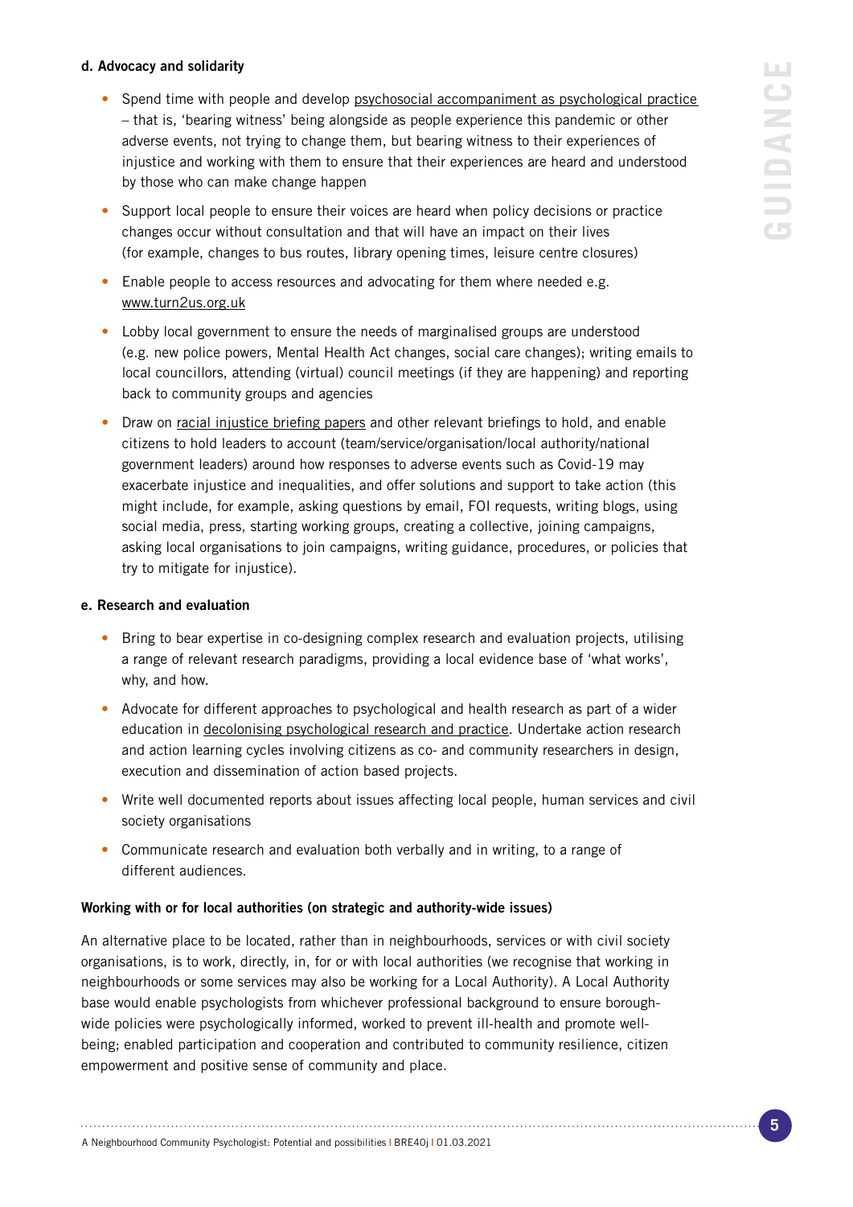**d. Advocacy and solidarity**

- Spend time with people and develop psychosocial accompaniment as psychological practice – that is, 'bearing witness' being alongside as people experience this pandemic or other adverse events, not trying to change them, but bearing witness to their experiences of injustice and working with them to ensure that their experiences are heard and understood by those who can make change happen
- Support local people to ensure their voices are heard when policy decisions or practice changes occur without consultation and that will have an impact on their lives (for example, changes to bus routes, library opening times, leisure centre closures)
- Enable people to access resources and advocating for them where needed e.g. www.turn2us.org.uk
- Lobby local government to ensure the needs of marginalised groups are understood (e.g. new police powers, Mental Health Act changes, social care changes); writing emails to local councillors, attending (virtual) council meetings (if they are happening) and reporting back to community groups and agencies
- Draw on racial injustice briefing papers and other relevant briefings to hold, and enable citizens to hold leaders to account (team/service/organisation/local authority/national government leaders) around how responses to adverse events such as Covid-19 may exacerbate injustice and inequalities, and offer solutions and support to take action (this might include, for example, asking questions by email, FOI requests, writing blogs, using social media, press, starting working groups, creating a collective, joining campaigns, asking local organisations to join campaigns, writing guidance, procedures, or policies that try to mitigate for injustice).

**e. Research and evaluation**

- Bring to bear expertise in co-designing complex research and evaluation projects, utilising a range of relevant research paradigms, providing a local evidence base of 'what works', why, and how.
- Advocate for different approaches to psychological and health research as part of a wider education in decolonising psychological research and practice. Undertake action research and action learning cycles involving citizens as co- and community researchers in design, execution and dissemination of action based projects.
- Write well documented reports about issues affecting local people, human services and civil society organisations
- Communicate research and evaluation both verbally and in writing, to a range of different audiences.

**Working with or for local authorities (on strategic and authority-wide issues)**

An alternative place to be located, rather than in neighbourhoods, services or with civil society organisations, is to work, directly, in, for or with local authorities (we recognise that working in neighbourhoods or some services may also be working for a Local Authority). A Local Authority base would enable psychologists from whichever professional background to ensure borough-wide policies were psychologically informed, worked to prevent ill-health and promote well-being; enabled participation and cooperation and contributed to community resilience, citizen empowerment and positive sense of community and place.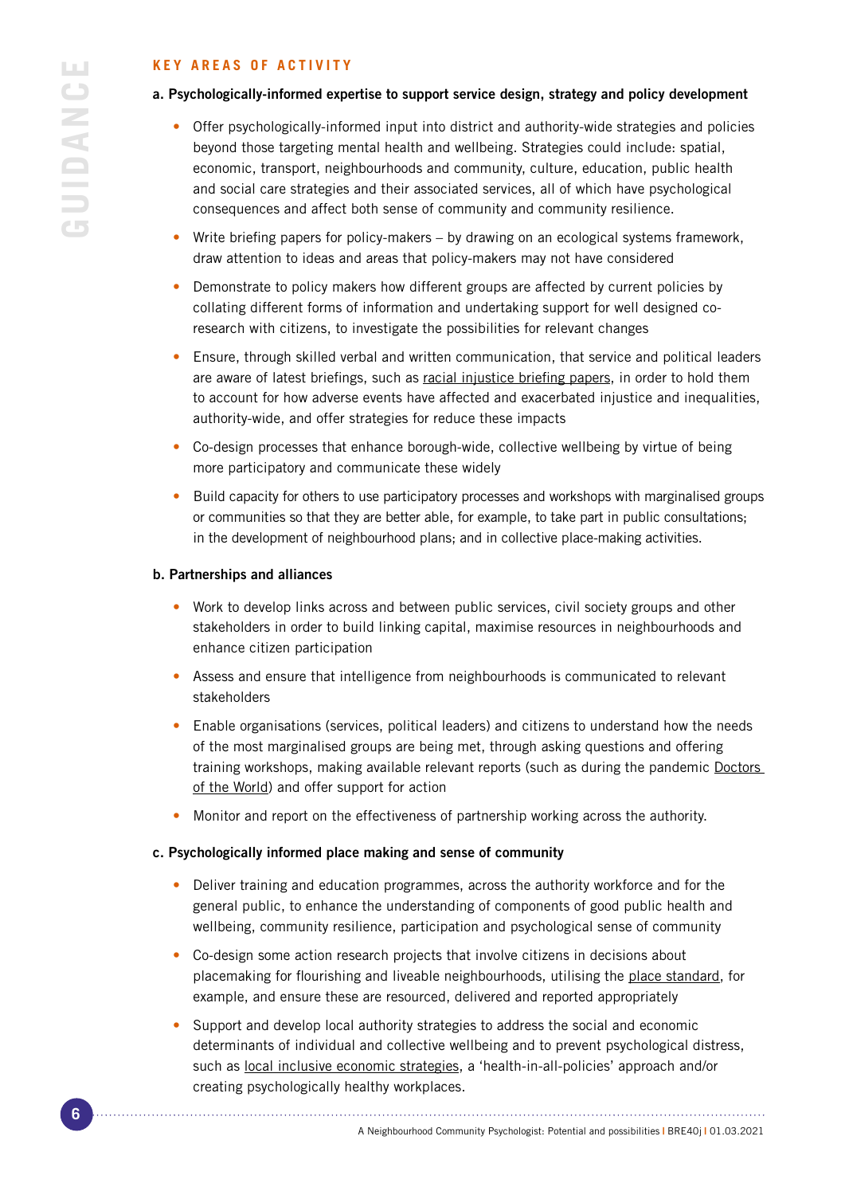## KEY AREAS OF ACTIVITY

**a. Psychologically-informed expertise to support service design, strategy and policy development**

- Offer psychologically-informed input into district and authority-wide strategies and policies beyond those targeting mental health and wellbeing. Strategies could include: spatial, economic, transport, neighbourhoods and community, culture, education, public health and social care strategies and their associated services, all of which have psychological consequences and affect both sense of community and community resilience.
- Write briefing papers for policy-makers – by drawing on an ecological systems framework, draw attention to ideas and areas that policy-makers may not have considered
- Demonstrate to policy makers how different groups are affected by current policies by collating different forms of information and undertaking support for well designed co-research with citizens, to investigate the possibilities for relevant changes
- Ensure, through skilled verbal and written communication, that service and political leaders are aware of latest briefings, such as racial injustice briefing papers, in order to hold them to account for how adverse events have affected and exacerbated injustice and inequalities, authority-wide, and offer strategies for reduce these impacts
- Co-design processes that enhance borough-wide, collective wellbeing by virtue of being more participatory and communicate these widely
- Build capacity for others to use participatory processes and workshops with marginalised groups or communities so that they are better able, for example, to take part in public consultations; in the development of neighbourhood plans; and in collective place-making activities.

**b. Partnerships and alliances**

- Work to develop links across and between public services, civil society groups and other stakeholders in order to build linking capital, maximise resources in neighbourhoods and enhance citizen participation
- Assess and ensure that intelligence from neighbourhoods is communicated to relevant stakeholders
- Enable organisations (services, political leaders) and citizens to understand how the needs of the most marginalised groups are being met, through asking questions and offering training workshops, making available relevant reports (such as during the pandemic Doctors of the World) and offer support for action
- Monitor and report on the effectiveness of partnership working across the authority.

**c. Psychologically informed place making and sense of community**

- Deliver training and education programmes, across the authority workforce and for the general public, to enhance the understanding of components of good public health and wellbeing, community resilience, participation and psychological sense of community
- Co-design some action research projects that involve citizens in decisions about placemaking for flourishing and liveable neighbourhoods, utilising the place standard, for example, and ensure these are resourced, delivered and reported appropriately
- Support and develop local authority strategies to address the social and economic determinants of individual and collective wellbeing and to prevent psychological distress, such as local inclusive economic strategies, a 'health-in-all-policies' approach and/or creating psychologically healthy workplaces.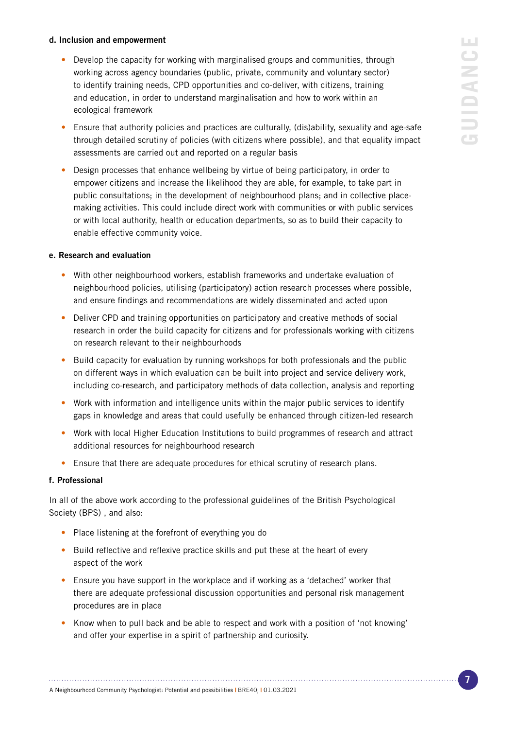**d. Inclusion and empowerment**

- Develop the capacity for working with marginalised groups and communities, through working across agency boundaries (public, private, community and voluntary sector) to identify training needs, CPD opportunities and co-deliver, with citizens, training and education, in order to understand marginalisation and how to work within an ecological framework
- Ensure that authority policies and practices are culturally, (dis)ability, sexuality and age-safe through detailed scrutiny of policies (with citizens where possible), and that equality impact assessments are carried out and reported on a regular basis
- Design processes that enhance wellbeing by virtue of being participatory, in order to empower citizens and increase the likelihood they are able, for example, to take part in public consultations; in the development of neighbourhood plans; and in collective place-making activities. This could include direct work with communities or with public services or with local authority, health or education departments, so as to build their capacity to enable effective community voice.

**e. Research and evaluation**

- With other neighbourhood workers, establish frameworks and undertake evaluation of neighbourhood policies, utilising (participatory) action research processes where possible, and ensure findings and recommendations are widely disseminated and acted upon
- Deliver CPD and training opportunities on participatory and creative methods of social research in order the build capacity for citizens and for professionals working with citizens on research relevant to their neighbourhoods
- Build capacity for evaluation by running workshops for both professionals and the public on different ways in which evaluation can be built into project and service delivery work, including co-research, and participatory methods of data collection, analysis and reporting
- Work with information and intelligence units within the major public services to identify gaps in knowledge and areas that could usefully be enhanced through citizen-led research
- Work with local Higher Education Institutions to build programmes of research and attract additional resources for neighbourhood research
- Ensure that there are adequate procedures for ethical scrutiny of research plans.

**f. Professional**

In all of the above work according to the professional guidelines of the British Psychological Society (BPS) , and also:

- Place listening at the forefront of everything you do
- Build reflective and reflexive practice skills and put these at the heart of every aspect of the work
- Ensure you have support in the workplace and if working as a 'detached' worker that there are adequate professional discussion opportunities and personal risk management procedures are in place
- Know when to pull back and be able to respect and work with a position of 'not knowing' and offer your expertise in a spirit of partnership and curiosity.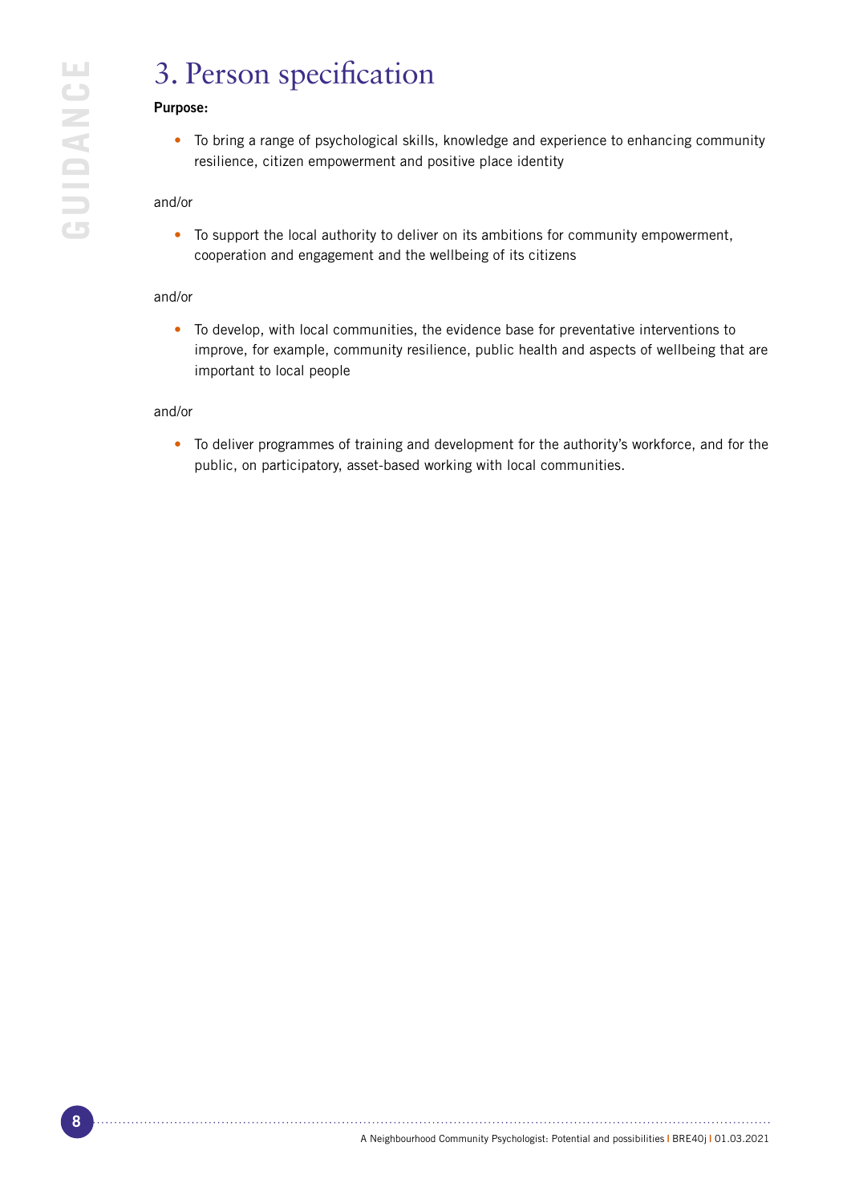# 3. Person specification

**Purpose:**

- To bring a range of psychological skills, knowledge and experience to enhancing community resilience, citizen empowerment and positive place identity

and/or

- To support the local authority to deliver on its ambitions for community empowerment, cooperation and engagement and the wellbeing of its citizens

and/or

- To develop, with local communities, the evidence base for preventative interventions to improve, for example, community resilience, public health and aspects of wellbeing that are important to local people

and/or

- To deliver programmes of training and development for the authority's workforce, and for the public, on participatory, asset-based working with local communities.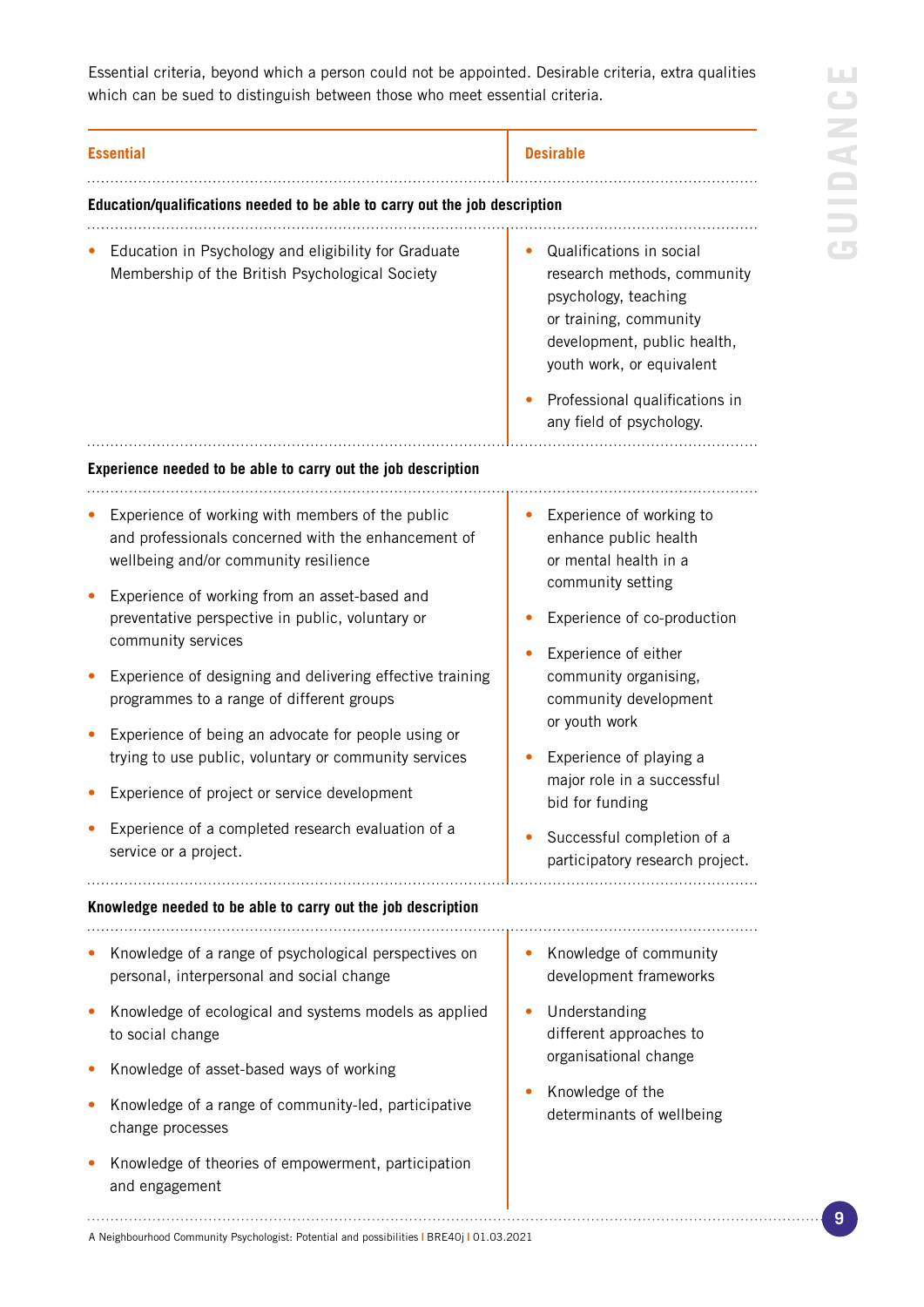Essential criteria, beyond which a person could not be appointed. Desirable criteria, extra qualities which can be sued to distinguish between those who meet essential criteria.

| Essential | Desirable |
| --- | --- |
| **Education/qualifications needed to be able to carry out the job description** | |
| • Education in Psychology and eligibility for Graduate Membership of the British Psychological Society | • Qualifications in social research methods, community psychology, teaching or training, community development, public health, youth work, or equivalent<br>• Professional qualifications in any field of psychology. |
| **Experience needed to be able to carry out the job description** | |
| • Experience of working with members of the public and professionals concerned with the enhancement of wellbeing and/or community resilience<br>• Experience of working from an asset-based and preventative perspective in public, voluntary or community services<br>• Experience of designing and delivering effective training programmes to a range of different groups<br>• Experience of being an advocate for people using or trying to use public, voluntary or community services<br>• Experience of project or service development<br>• Experience of a completed research evaluation of a service or a project. | • Experience of working to enhance public health or mental health in a community setting<br>• Experience of co-production<br>• Experience of either community organising, community development or youth work<br>• Experience of playing a major role in a successful bid for funding<br>• Successful completion of a participatory research project. |
| **Knowledge needed to be able to carry out the job description** | |
| • Knowledge of a range of psychological perspectives on personal, interpersonal and social change<br>• Knowledge of ecological and systems models as applied to social change<br>• Knowledge of asset-based ways of working<br>• Knowledge of a range of community-led, participative change processes<br>• Knowledge of theories of empowerment, participation and engagement | • Knowledge of community development frameworks<br>• Understanding different approaches to organisational change<br>• Knowledge of the determinants of wellbeing |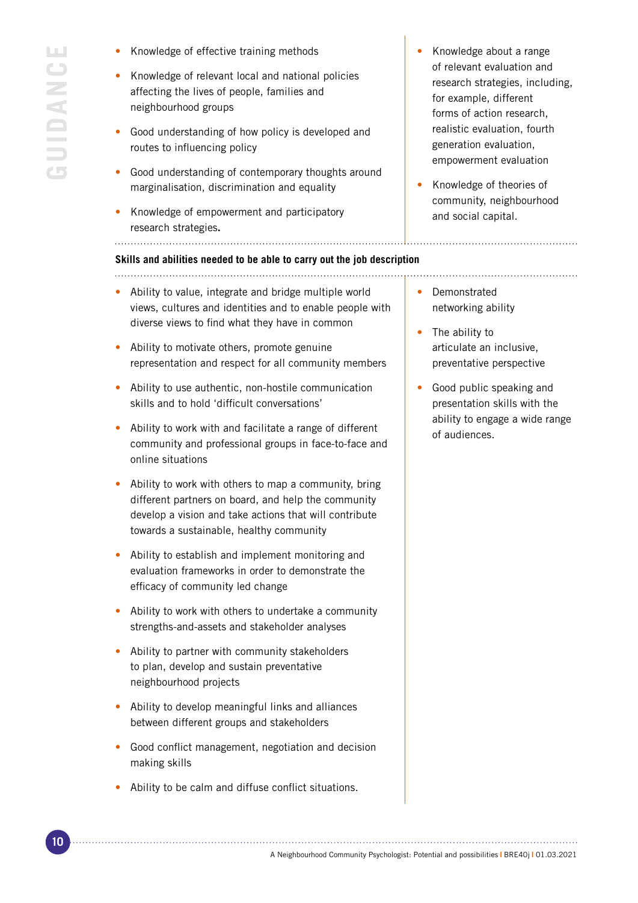- Knowledge of effective training methods
- Knowledge of relevant local and national policies affecting the lives of people, families and neighbourhood groups
- Good understanding of how policy is developed and routes to influencing policy
- Good understanding of contemporary thoughts around marginalisation, discrimination and equality
- Knowledge of empowerment and participatory research strategies.
- Knowledge about a range of relevant evaluation and research strategies, including, for example, different forms of action research, realistic evaluation, fourth generation evaluation, empowerment evaluation
- Knowledge of theories of community, neighbourhood and social capital.

**Skills and abilities needed to be able to carry out the job description**

- Ability to value, integrate and bridge multiple world views, cultures and identities and to enable people with diverse views to find what they have in common
- Ability to motivate others, promote genuine representation and respect for all community members
- Ability to use authentic, non-hostile communication skills and to hold 'difficult conversations'
- Ability to work with and facilitate a range of different community and professional groups in face-to-face and online situations
- Ability to work with others to map a community, bring different partners on board, and help the community develop a vision and take actions that will contribute towards a sustainable, healthy community
- Ability to establish and implement monitoring and evaluation frameworks in order to demonstrate the efficacy of community led change
- Ability to work with others to undertake a community strengths-and-assets and stakeholder analyses
- Ability to partner with community stakeholders to plan, develop and sustain preventative neighbourhood projects
- Ability to develop meaningful links and alliances between different groups and stakeholders
- Good conflict management, negotiation and decision making skills
- Ability to be calm and diffuse conflict situations.
- Demonstrated networking ability
- The ability to articulate an inclusive, preventative perspective
- Good public speaking and presentation skills with the ability to engage a wide range of audiences.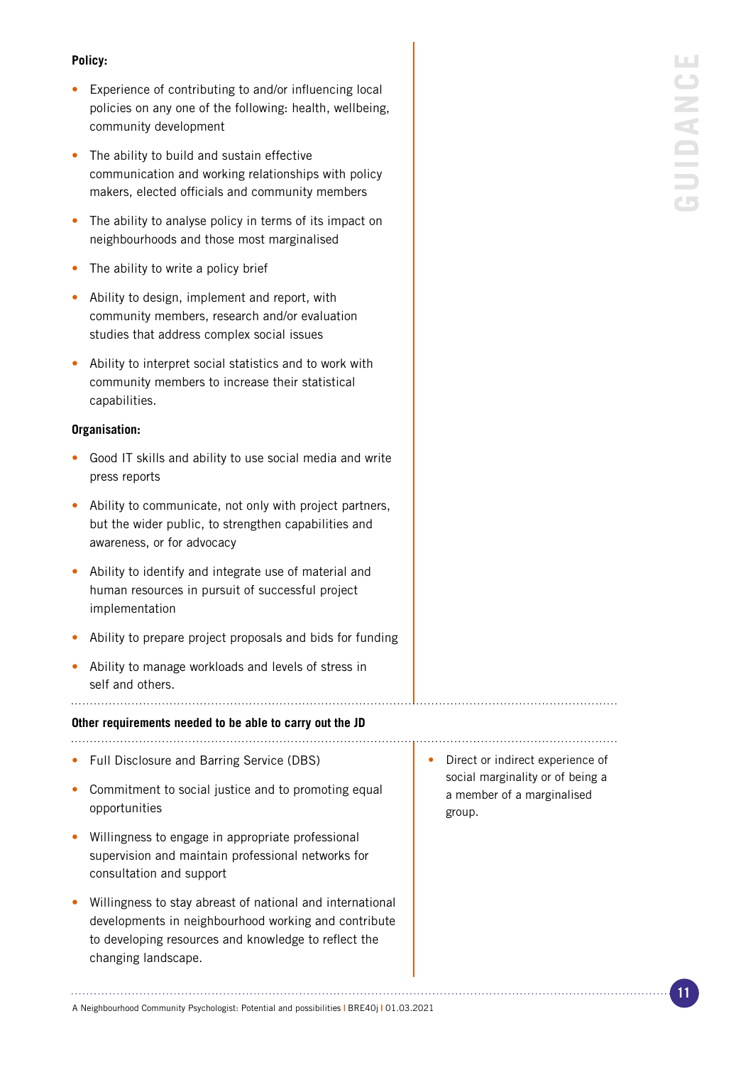**Policy:**

- Experience of contributing to and/or influencing local policies on any one of the following: health, wellbeing, community development
- The ability to build and sustain effective communication and working relationships with policy makers, elected officials and community members
- The ability to analyse policy in terms of its impact on neighbourhoods and those most marginalised
- The ability to write a policy brief
- Ability to design, implement and report, with community members, research and/or evaluation studies that address complex social issues
- Ability to interpret social statistics and to work with community members to increase their statistical capabilities.

**Organisation:**

- Good IT skills and ability to use social media and write press reports
- Ability to communicate, not only with project partners, but the wider public, to strengthen capabilities and awareness, or for advocacy
- Ability to identify and integrate use of material and human resources in pursuit of successful project implementation
- Ability to prepare project proposals and bids for funding
- Ability to manage workloads and levels of stress in self and others.

**Other requirements needed to be able to carry out the JD**

- Full Disclosure and Barring Service (DBS)
- Commitment to social justice and to promoting equal opportunities
- Willingness to engage in appropriate professional supervision and maintain professional networks for consultation and support
- Willingness to stay abreast of national and international developments in neighbourhood working and contribute to developing resources and knowledge to reflect the changing landscape.

- Direct or indirect experience of social marginality or of being a a member of a marginalised group.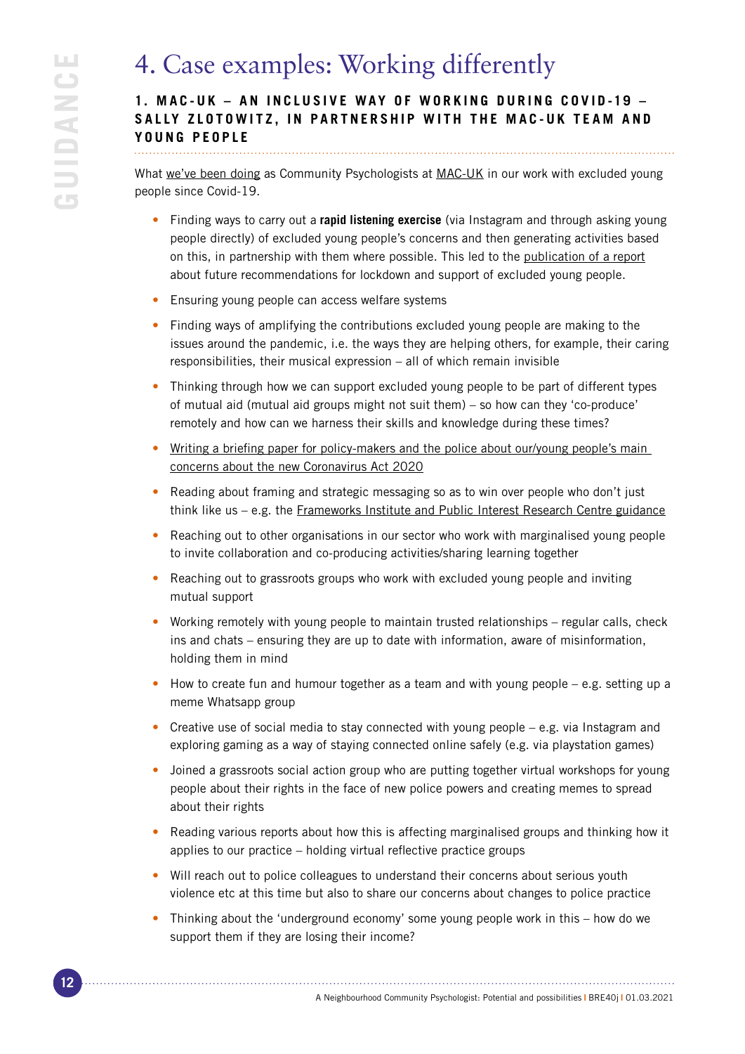# 4. Case examples: Working differently

### 1. MAC-UK – AN INCLUSIVE WAY OF WORKING DURING COVID-19 – SALLY ZLOTOWITZ, IN PARTNERSHIP WITH THE MAC-UK TEAM AND YOUNG PEOPLE

What we've been doing as Community Psychologists at MAC-UK in our work with excluded young people since Covid-19.

- Finding ways to carry out a **rapid listening exercise** (via Instagram and through asking young people directly) of excluded young people's concerns and then generating activities based on this, in partnership with them where possible. This led to the publication of a report about future recommendations for lockdown and support of excluded young people.
- Ensuring young people can access welfare systems
- Finding ways of amplifying the contributions excluded young people are making to the issues around the pandemic, i.e. the ways they are helping others, for example, their caring responsibilities, their musical expression – all of which remain invisible
- Thinking through how we can support excluded young people to be part of different types of mutual aid (mutual aid groups might not suit them) – so how can they 'co-produce' remotely and how can we harness their skills and knowledge during these times?
- Writing a briefing paper for policy-makers and the police about our/young people's main concerns about the new Coronavirus Act 2020
- Reading about framing and strategic messaging so as to win over people who don't just think like us – e.g. the Frameworks Institute and Public Interest Research Centre guidance
- Reaching out to other organisations in our sector who work with marginalised young people to invite collaboration and co-producing activities/sharing learning together
- Reaching out to grassroots groups who work with excluded young people and inviting mutual support
- Working remotely with young people to maintain trusted relationships – regular calls, check ins and chats – ensuring they are up to date with information, aware of misinformation, holding them in mind
- How to create fun and humour together as a team and with young people – e.g. setting up a meme Whatsapp group
- Creative use of social media to stay connected with young people – e.g. via Instagram and exploring gaming as a way of staying connected online safely (e.g. via playstation games)
- Joined a grassroots social action group who are putting together virtual workshops for young people about their rights in the face of new police powers and creating memes to spread about their rights
- Reading various reports about how this is affecting marginalised groups and thinking how it applies to our practice – holding virtual reflective practice groups
- Will reach out to police colleagues to understand their concerns about serious youth violence etc at this time but also to share our concerns about changes to police practice
- Thinking about the 'underground economy' some young people work in this – how do we support them if they are losing their income?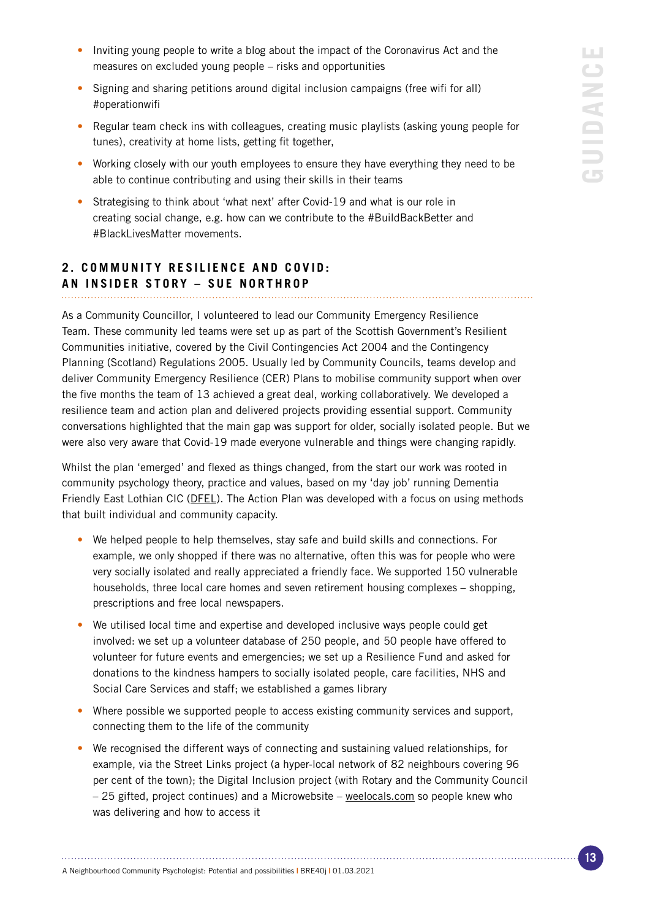- Inviting young people to write a blog about the impact of the Coronavirus Act and the measures on excluded young people – risks and opportunities
- Signing and sharing petitions around digital inclusion campaigns (free wifi for all) #operationwifi
- Regular team check ins with colleagues, creating music playlists (asking young people for tunes), creativity at home lists, getting fit together,
- Working closely with our youth employees to ensure they have everything they need to be able to continue contributing and using their skills in their teams
- Strategising to think about 'what next' after Covid-19 and what is our role in creating social change, e.g. how can we contribute to the #BuildBackBetter and #BlackLivesMatter movements.

## 2. COMMUNITY RESILIENCE AND COVID: AN INSIDER STORY – SUE NORTHROP

As a Community Councillor, I volunteered to lead our Community Emergency Resilience Team. These community led teams were set up as part of the Scottish Government's Resilient Communities initiative, covered by the Civil Contingencies Act 2004 and the Contingency Planning (Scotland) Regulations 2005. Usually led by Community Councils, teams develop and deliver Community Emergency Resilience (CER) Plans to mobilise community support when over the five months the team of 13 achieved a great deal, working collaboratively. We developed a resilience team and action plan and delivered projects providing essential support. Community conversations highlighted that the main gap was support for older, socially isolated people. But we were also very aware that Covid-19 made everyone vulnerable and things were changing rapidly.

Whilst the plan 'emerged' and flexed as things changed, from the start our work was rooted in community psychology theory, practice and values, based on my 'day job' running Dementia Friendly East Lothian CIC (DFEL). The Action Plan was developed with a focus on using methods that built individual and community capacity.

- We helped people to help themselves, stay safe and build skills and connections. For example, we only shopped if there was no alternative, often this was for people who were very socially isolated and really appreciated a friendly face. We supported 150 vulnerable households, three local care homes and seven retirement housing complexes – shopping, prescriptions and free local newspapers.
- We utilised local time and expertise and developed inclusive ways people could get involved: we set up a volunteer database of 250 people, and 50 people have offered to volunteer for future events and emergencies; we set up a Resilience Fund and asked for donations to the kindness hampers to socially isolated people, care facilities, NHS and Social Care Services and staff; we established a games library
- Where possible we supported people to access existing community services and support, connecting them to the life of the community
- We recognised the different ways of connecting and sustaining valued relationships, for example, via the Street Links project (a hyper-local network of 82 neighbours covering 96 per cent of the town); the Digital Inclusion project (with Rotary and the Community Council – 25 gifted, project continues) and a Microwebsite – weelocals.com so people knew who was delivering and how to access it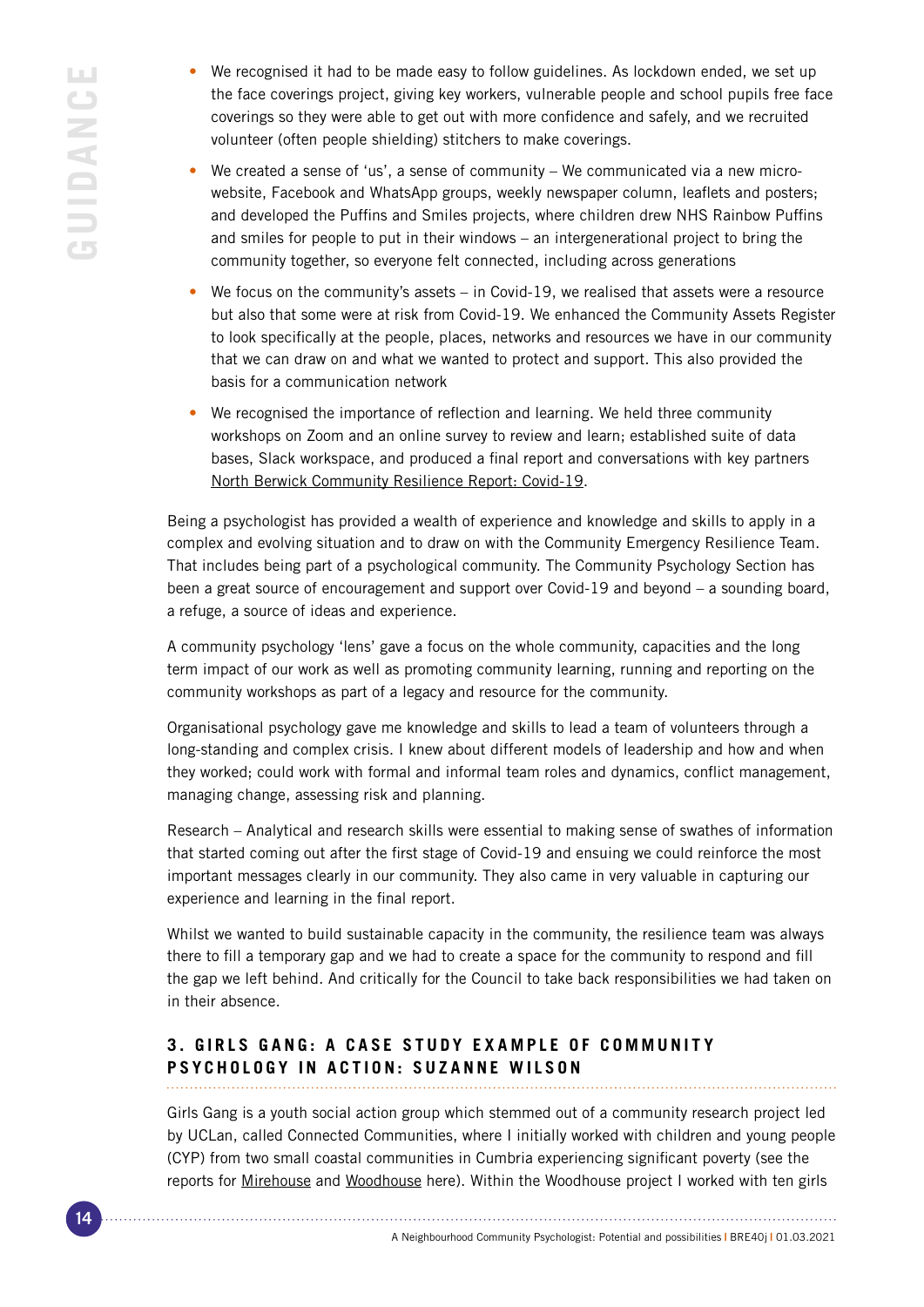- We recognised it had to be made easy to follow guidelines. As lockdown ended, we set up the face coverings project, giving key workers, vulnerable people and school pupils free face coverings so they were able to get out with more confidence and safely, and we recruited volunteer (often people shielding) stitchers to make coverings.
- We created a sense of 'us', a sense of community – We communicated via a new micro-website, Facebook and WhatsApp groups, weekly newspaper column, leaflets and posters; and developed the Puffins and Smiles projects, where children drew NHS Rainbow Puffins and smiles for people to put in their windows – an intergenerational project to bring the community together, so everyone felt connected, including across generations
- We focus on the community's assets – in Covid-19, we realised that assets were a resource but also that some were at risk from Covid-19. We enhanced the Community Assets Register to look specifically at the people, places, networks and resources we have in our community that we can draw on and what we wanted to protect and support. This also provided the basis for a communication network
- We recognised the importance of reflection and learning. We held three community workshops on Zoom and an online survey to review and learn; established suite of data bases, Slack workspace, and produced a final report and conversations with key partners North Berwick Community Resilience Report: Covid-19.

Being a psychologist has provided a wealth of experience and knowledge and skills to apply in a complex and evolving situation and to draw on with the Community Emergency Resilience Team. That includes being part of a psychological community. The Community Psychology Section has been a great source of encouragement and support over Covid-19 and beyond – a sounding board, a refuge, a source of ideas and experience.

A community psychology 'lens' gave a focus on the whole community, capacities and the long term impact of our work as well as promoting community learning, running and reporting on the community workshops as part of a legacy and resource for the community.

Organisational psychology gave me knowledge and skills to lead a team of volunteers through a long-standing and complex crisis. I knew about different models of leadership and how and when they worked; could work with formal and informal team roles and dynamics, conflict management, managing change, assessing risk and planning.

Research – Analytical and research skills were essential to making sense of swathes of information that started coming out after the first stage of Covid-19 and ensuing we could reinforce the most important messages clearly in our community. They also came in very valuable in capturing our experience and learning in the final report.

Whilst we wanted to build sustainable capacity in the community, the resilience team was always there to fill a temporary gap and we had to create a space for the community to respond and fill the gap we left behind. And critically for the Council to take back responsibilities we had taken on in their absence.

## 3. GIRLS GANG: A CASE STUDY EXAMPLE OF COMMUNITY PSYCHOLOGY IN ACTION: SUZANNE WILSON

Girls Gang is a youth social action group which stemmed out of a community research project led by UCLan, called Connected Communities, where I initially worked with children and young people (CYP) from two small coastal communities in Cumbria experiencing significant poverty (see the reports for Mirehouse and Woodhouse here). Within the Woodhouse project I worked with ten girls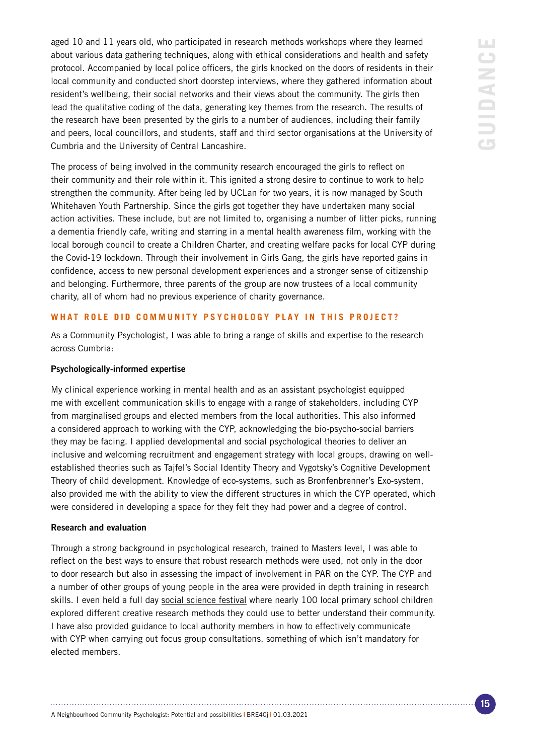aged 10 and 11 years old, who participated in research methods workshops where they learned about various data gathering techniques, along with ethical considerations and health and safety protocol. Accompanied by local police officers, the girls knocked on the doors of residents in their local community and conducted short doorstep interviews, where they gathered information about resident's wellbeing, their social networks and their views about the community. The girls then lead the qualitative coding of the data, generating key themes from the research. The results of the research have been presented by the girls to a number of audiences, including their family and peers, local councillors, and students, staff and third sector organisations at the University of Cumbria and the University of Central Lancashire.

The process of being involved in the community research encouraged the girls to reflect on their community and their role within it. This ignited a strong desire to continue to work to help strengthen the community. After being led by UCLan for two years, it is now managed by South Whitehaven Youth Partnership. Since the girls got together they have undertaken many social action activities. These include, but are not limited to, organising a number of litter picks, running a dementia friendly cafe, writing and starring in a mental health awareness film, working with the local borough council to create a Children Charter, and creating welfare packs for local CYP during the Covid-19 lockdown. Through their involvement in Girls Gang, the girls have reported gains in confidence, access to new personal development experiences and a stronger sense of citizenship and belonging. Furthermore, three parents of the group are now trustees of a local community charity, all of whom had no previous experience of charity governance.

## WHAT ROLE DID COMMUNITY PSYCHOLOGY PLAY IN THIS PROJECT?

As a Community Psychologist, I was able to bring a range of skills and expertise to the research across Cumbria:

**Psychologically-informed expertise**

My clinical experience working in mental health and as an assistant psychologist equipped me with excellent communication skills to engage with a range of stakeholders, including CYP from marginalised groups and elected members from the local authorities. This also informed a considered approach to working with the CYP, acknowledging the bio-psycho-social barriers they may be facing. I applied developmental and social psychological theories to deliver an inclusive and welcoming recruitment and engagement strategy with local groups, drawing on well-established theories such as Tajfel's Social Identity Theory and Vygotsky's Cognitive Development Theory of child development. Knowledge of eco-systems, such as Bronfenbrenner's Exo-system, also provided me with the ability to view the different structures in which the CYP operated, which were considered in developing a space for they felt they had power and a degree of control.

**Research and evaluation**

Through a strong background in psychological research, trained to Masters level, I was able to reflect on the best ways to ensure that robust research methods were used, not only in the door to door research but also in assessing the impact of involvement in PAR on the CYP. The CYP and a number of other groups of young people in the area were provided in depth training in research skills. I even held a full day social science festival where nearly 100 local primary school children explored different creative research methods they could use to better understand their community. I have also provided guidance to local authority members in how to effectively communicate with CYP when carrying out focus group consultations, something of which isn't mandatory for elected members.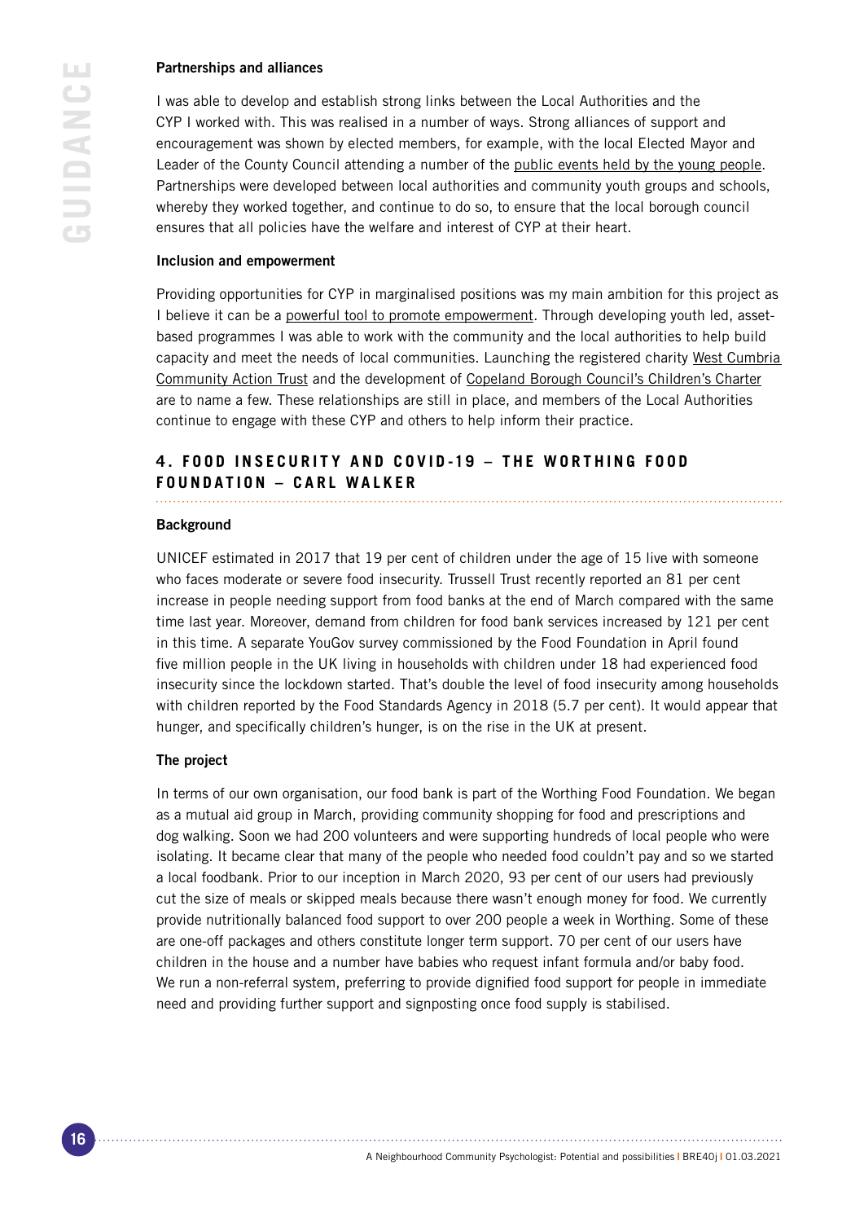### Partnerships and alliances

I was able to develop and establish strong links between the Local Authorities and the CYP I worked with. This was realised in a number of ways. Strong alliances of support and encouragement was shown by elected members, for example, with the local Elected Mayor and Leader of the County Council attending a number of the public events held by the young people. Partnerships were developed between local authorities and community youth groups and schools, whereby they worked together, and continue to do so, to ensure that the local borough council ensures that all policies have the welfare and interest of CYP at their heart.

### Inclusion and empowerment

Providing opportunities for CYP in marginalised positions was my main ambition for this project as I believe it can be a powerful tool to promote empowerment. Through developing youth led, asset-based programmes I was able to work with the community and the local authorities to help build capacity and meet the needs of local communities. Launching the registered charity West Cumbria Community Action Trust and the development of Copeland Borough Council's Children's Charter are to name a few. These relationships are still in place, and members of the Local Authorities continue to engage with these CYP and others to help inform their practice.

## 4. FOOD INSECURITY AND COVID-19 – THE WORTHING FOOD FOUNDATION – CARL WALKER

### Background

UNICEF estimated in 2017 that 19 per cent of children under the age of 15 live with someone who faces moderate or severe food insecurity. Trussell Trust recently reported an 81 per cent increase in people needing support from food banks at the end of March compared with the same time last year. Moreover, demand from children for food bank services increased by 121 per cent in this time. A separate YouGov survey commissioned by the Food Foundation in April found five million people in the UK living in households with children under 18 had experienced food insecurity since the lockdown started. That's double the level of food insecurity among households with children reported by the Food Standards Agency in 2018 (5.7 per cent). It would appear that hunger, and specifically children's hunger, is on the rise in the UK at present.

### The project

In terms of our own organisation, our food bank is part of the Worthing Food Foundation. We began as a mutual aid group in March, providing community shopping for food and prescriptions and dog walking. Soon we had 200 volunteers and were supporting hundreds of local people who were isolating. It became clear that many of the people who needed food couldn't pay and so we started a local foodbank. Prior to our inception in March 2020, 93 per cent of our users had previously cut the size of meals or skipped meals because there wasn't enough money for food. We currently provide nutritionally balanced food support to over 200 people a week in Worthing. Some of these are one-off packages and others constitute longer term support. 70 per cent of our users have children in the house and a number have babies who request infant formula and/or baby food. We run a non-referral system, preferring to provide dignified food support for people in immediate need and providing further support and signposting once food supply is stabilised.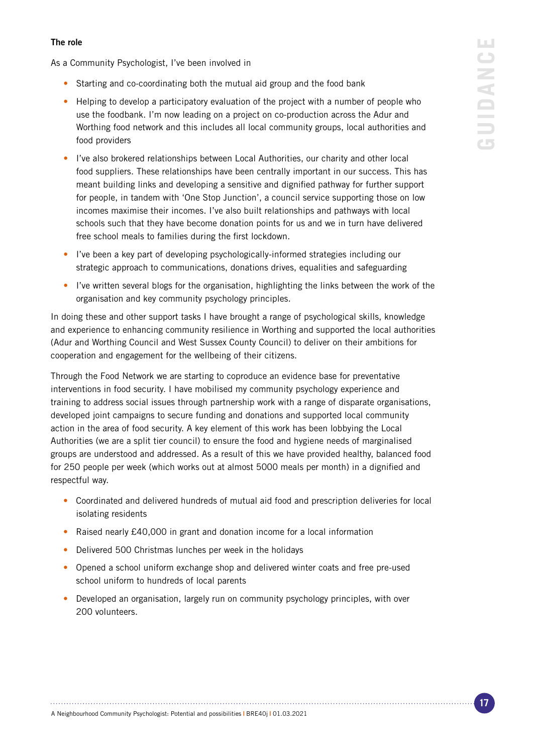**The role**

As a Community Psychologist, I've been involved in

- Starting and co-coordinating both the mutual aid group and the food bank
- Helping to develop a participatory evaluation of the project with a number of people who use the foodbank. I'm now leading on a project on co-production across the Adur and Worthing food network and this includes all local community groups, local authorities and food providers
- I've also brokered relationships between Local Authorities, our charity and other local food suppliers. These relationships have been centrally important in our success. This has meant building links and developing a sensitive and dignified pathway for further support for people, in tandem with 'One Stop Junction', a council service supporting those on low incomes maximise their incomes. I've also built relationships and pathways with local schools such that they have become donation points for us and we in turn have delivered free school meals to families during the first lockdown.
- I've been a key part of developing psychologically-informed strategies including our strategic approach to communications, donations drives, equalities and safeguarding
- I've written several blogs for the organisation, highlighting the links between the work of the organisation and key community psychology principles.

In doing these and other support tasks I have brought a range of psychological skills, knowledge and experience to enhancing community resilience in Worthing and supported the local authorities (Adur and Worthing Council and West Sussex County Council) to deliver on their ambitions for cooperation and engagement for the wellbeing of their citizens.

Through the Food Network we are starting to coproduce an evidence base for preventative interventions in food security. I have mobilised my community psychology experience and training to address social issues through partnership work with a range of disparate organisations, developed joint campaigns to secure funding and donations and supported local community action in the area of food security. A key element of this work has been lobbying the Local Authorities (we are a split tier council) to ensure the food and hygiene needs of marginalised groups are understood and addressed. As a result of this we have provided healthy, balanced food for 250 people per week (which works out at almost 5000 meals per month) in a dignified and respectful way.

- Coordinated and delivered hundreds of mutual aid food and prescription deliveries for local isolating residents
- Raised nearly £40,000 in grant and donation income for a local information
- Delivered 500 Christmas lunches per week in the holidays
- Opened a school uniform exchange shop and delivered winter coats and free pre-used school uniform to hundreds of local parents
- Developed an organisation, largely run on community psychology principles, with over 200 volunteers.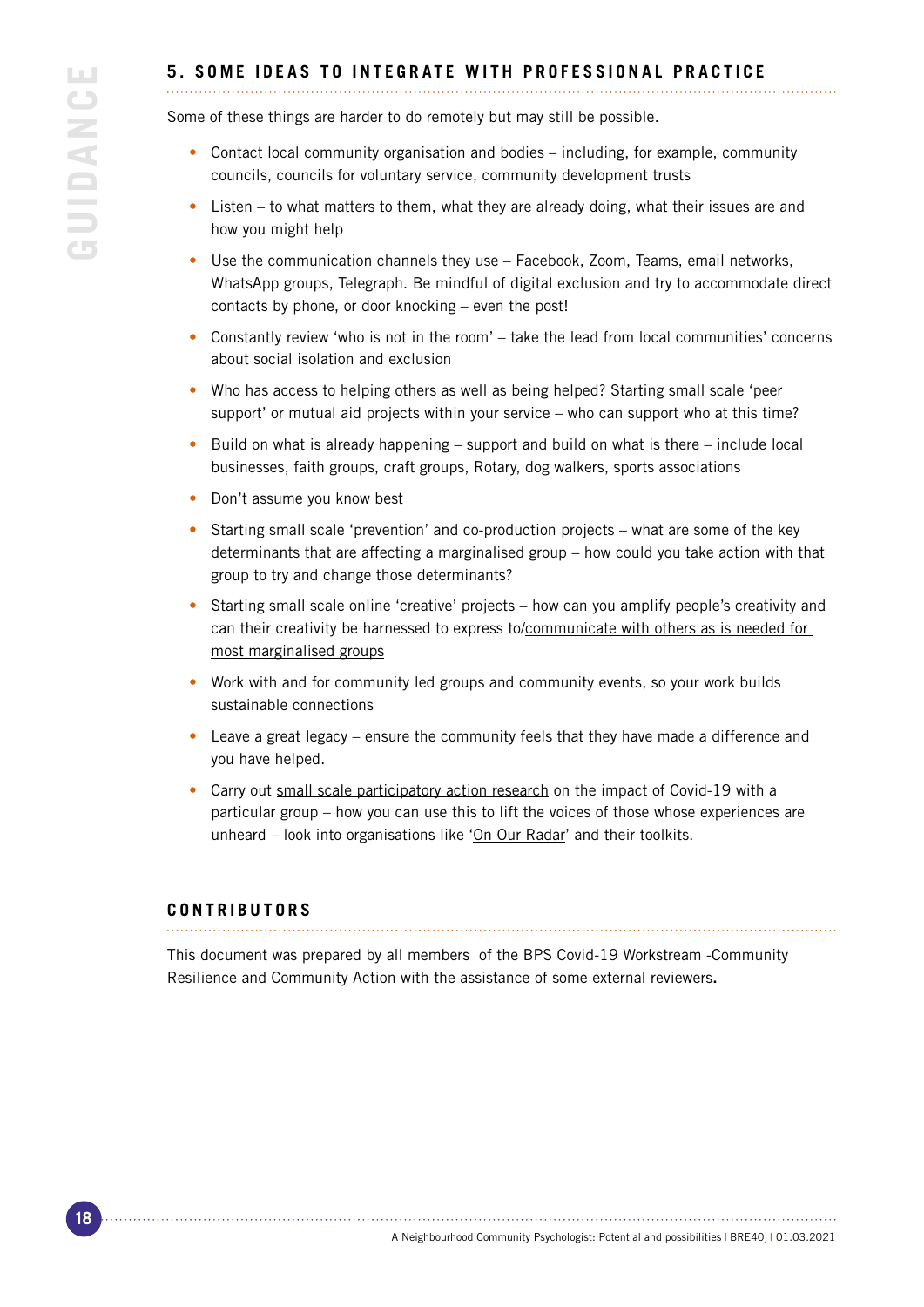## 5. SOME IDEAS TO INTEGRATE WITH PROFESSIONAL PRACTICE

Some of these things are harder to do remotely but may still be possible.

- Contact local community organisation and bodies – including, for example, community councils, councils for voluntary service, community development trusts
- Listen – to what matters to them, what they are already doing, what their issues are and how you might help
- Use the communication channels they use – Facebook, Zoom, Teams, email networks, WhatsApp groups, Telegraph. Be mindful of digital exclusion and try to accommodate direct contacts by phone, or door knocking – even the post!
- Constantly review 'who is not in the room' – take the lead from local communities' concerns about social isolation and exclusion
- Who has access to helping others as well as being helped? Starting small scale 'peer support' or mutual aid projects within your service – who can support who at this time?
- Build on what is already happening – support and build on what is there – include local businesses, faith groups, craft groups, Rotary, dog walkers, sports associations
- Don't assume you know best
- Starting small scale 'prevention' and co-production projects – what are some of the key determinants that are affecting a marginalised group – how could you take action with that group to try and change those determinants?
- Starting small scale online 'creative' projects – how can you amplify people's creativity and can their creativity be harnessed to express to/communicate with others as is needed for most marginalised groups
- Work with and for community led groups and community events, so your work builds sustainable connections
- Leave a great legacy – ensure the community feels that they have made a difference and you have helped.
- Carry out small scale participatory action research on the impact of Covid-19 with a particular group – how you can use this to lift the voices of those whose experiences are unheard – look into organisations like 'On Our Radar' and their toolkits.

## CONTRIBUTORS

This document was prepared by all members of the BPS Covid-19 Workstream -Community Resilience and Community Action with the assistance of some external reviewers.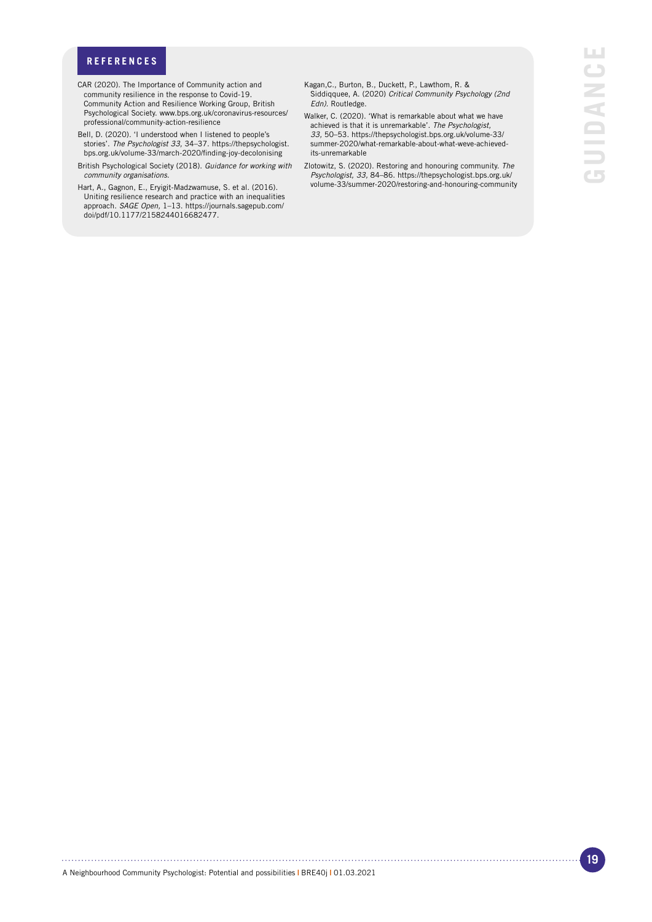## REFERENCES

CAR (2020). The Importance of Community action and community resilience in the response to Covid-19. Community Action and Resilience Working Group, British Psychological Society. www.bps.org.uk/coronavirus-resources/professional/community-action-resilience

Bell, D. (2020). 'I understood when I listened to people's stories'. *The Psychologist 33,* 34–37. https://thepsychologist.bps.org.uk/volume-33/march-2020/finding-joy-decolonising

British Psychological Society (2018). *Guidance for working with community organisations.*

Hart, A., Gagnon, E., Eryigit-Madzwamuse, S. et al. (2016). Uniting resilience research and practice with an inequalities approach. *SAGE Open,* 1–13. https://journals.sagepub.com/doi/pdf/10.1177/2158244016682477.

Kagan,C., Burton, B., Duckett, P., Lawthom, R. & Siddiqquee, A. (2020) *Critical Community Psychology (2nd Edn).* Routledge.

Walker, C. (2020). 'What is remarkable about what we have achieved is that it is unremarkable'. *The Psychologist, 33,* 50–53. https://thepsychologist.bps.org.uk/volume-33/summer-2020/what-remarkable-about-what-weve-achieved-its-unremarkable

Zlotowitz, S. (2020). Restoring and honouring community. *The Psychologist, 33,* 84–86. https://thepsychologist.bps.org.uk/volume-33/summer-2020/restoring-and-honouring-community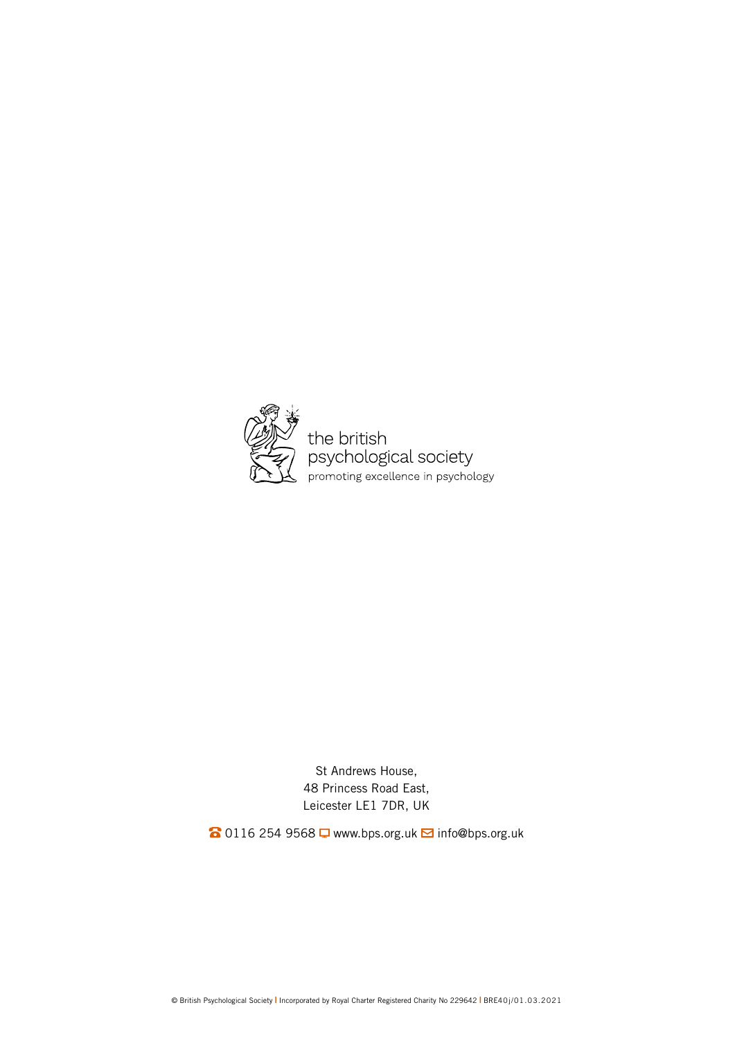the british psychological society

promoting excellence in psychology

St Andrews House,
48 Princess Road East,
Leicester LE1 7DR, UK

0116 254 9568 www.bps.org.uk info@bps.org.uk

© British Psychological Society | Incorporated by Royal Charter Registered Charity No 229642 | BRE40j/01.03.2021